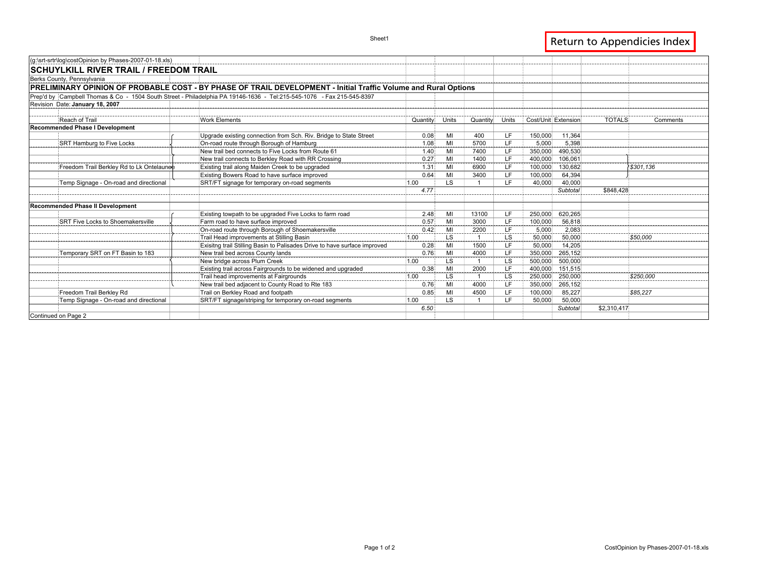(g:\srt-srtr\log\costOpinion by Phases-2007-01-18.xls)

## SCHUYLKILL RIVER TRAIL / FREEDOM TRAIL

Berks County, Pennsylvania

### PRELIMINARY OPINION OF PROBABLE COST - BY PHASE OF TRAIL DEVELOPMENT - Initial Traffic Volume and Rural Options

Prep'd by Campbell Thomas & Co - 1504 South Street - Philadelphia PA 19146-1636 - Tel:215-545-1076 - Fax 215-545-8397

Revision Date: **January 18, 2007**

| Reach of Trail | Work Elements | Quantity | Units | Quantity | Units | Cost/Unit | Extension | TOTALS | Comments |
|---|---|---|---|---|---|---|---|---|---|
| **Recommended Phase I Development** | | | | | | | | | |
| | Upgrade existing connection from Sch. Riv. Bridge to State Street | 0.08 | MI | 400 | LF | 150,000 | 11,364 | | |
| SRT Hamburg to Five Locks | On-road route through Borough of Hamburg | 1.08 | MI | 5700 | LF | 5,000 | 5,398 | | |
| | New trail bed connects to Five Locks from Route 61 | 1.40 | MI | 7400 | LF | 350,000 | 490,530 | | |
| | New trail connects to Berkley Road with RR Crossing | 0.27 | MI | 1400 | LF | 400,000 | 106,061 | | |
| Freedom Trail Berkley Rd to Lk Ontelaunee | Existing trail along Maiden Creek to be upgraded | 1.31 | MI | 6900 | LF | 100,000 | 130,682 | | *$301,136* |
| | Existing Bowers Road to have surface improved | 0.64 | MI | 3400 | LF | 100,000 | 64,394 | | |
| Temp Signage - On-road and directional | SRT/FT signage for temporary on-road segments | 1.00 | LS | 1 | LF | 40,000 | 40,000 | | |
| | | *4.77* | | | | | *Subtotal* | $848,428 | |
| **Recommended Phase II Development** | | | | | | | | | |
| | Existing towpath to be upgraded Five Locks to farm road | 2.48 | MI | 13100 | LF | 250,000 | 620,265 | | |
| SRT Five Locks to Shoemakersville | Farm road to have surface improved | 0.57 | MI | 3000 | LF | 100,000 | 56,818 | | |
| | On-road route through Borough of Shoemakersville | 0.42 | MI | 2200 | LF | 5,000 | 2,083 | | |
| | Trail Head improvements at Stilling Basin | 1.00 | LS | 1 | LS | 50,000 | 50,000 | | *$50,000* |
| | Exisitng trail Stilling Basin to Palisades Drive to have surface improved | 0.28 | MI | 1500 | LF | 50,000 | 14,205 | | |
| Temporary SRT on FT Basin to 183 | New trail bed across County lands | 0.76 | MI | 4000 | LF | 350,000 | 265,152 | | |
| | New bridge across Plum Creek | 1.00 | LS | 1 | LS | 500,000 | 500,000 | | |
| | Existing trail across Fairgrounds to be widened and upgraded | 0.38 | MI | 2000 | LF | 400,000 | 151,515 | | |
| | Trail head improvements at Fairgrounds | 1.00 | LS | 1 | LS | 250,000 | 250,000 | | *$250,000* |
| | New trail bed adjacent to County Road to Rte 183 | 0.76 | MI | 4000 | LF | 350,000 | 265,152 | | |
| Freedom Trail Berkley Rd | Trail on Berkley Road and footpath | 0.85 | MI | 4500 | LF | 100,000 | 85,227 | | *$85,227* |
| Temp Signage - On-road and directional | SRT/FT signage/striping for temporary on-road segments | 1.00 | LS | 1 | LF | 50,000 | 50,000 | | |
| | | *6.50* | | | | | *Subtotal* | $2,310,417 | |

Continued on Page 2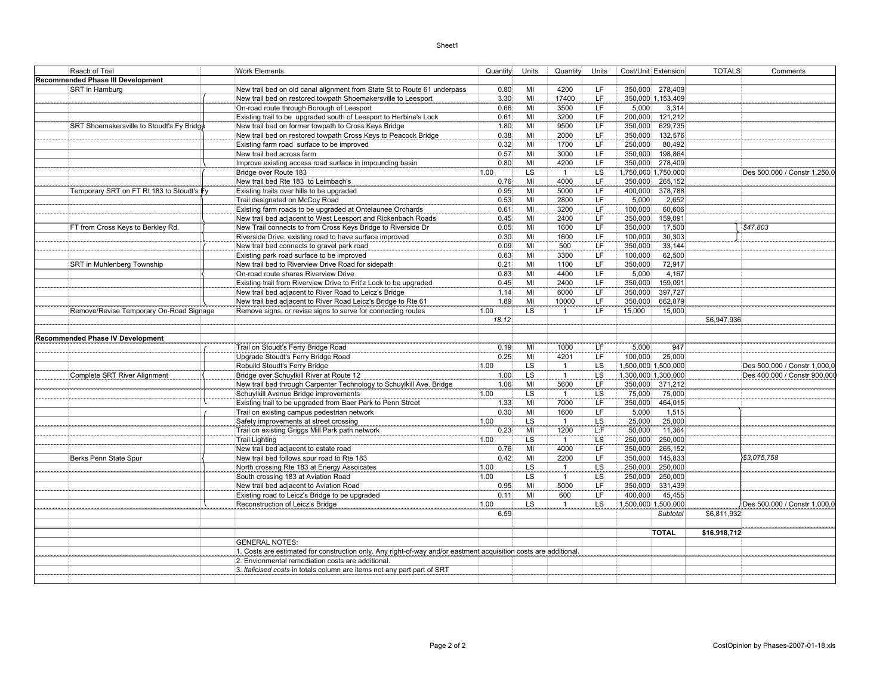| Reach of Trail | Work Elements | Quantity | Units | Quantity | Units | Cost/Unit | Extension | TOTALS | Comments |
|---|---|---|---|---|---|---|---|---|---|
| **Recommended Phase III Development** | | | | | | | | | |
| SRT in Hamburg | New trail bed on old canal alignment from State St to Route 61 underpass | 0.80 | MI | 4200 | LF | 350,000 | 278,409 | | |
| | New trail bed on restored towpath Shoemakersville to Leesport | 3.30 | MI | 17400 | LF | 350,000 | 1,153,409 | | |
| | On-road route through Borough of Leesport | 0.66 | MI | 3500 | LF | 5,000 | 3,314 | | |
| | Existing trail to be upgraded south of Leesport to Herbine's Lock | 0.61 | MI | 3200 | LF | 200,000 | 121,212 | | |
| SRT Shoemakersville to Stoudt's Fy Bridge | New trail bed on former towpath to Cross Keys Bridge | 1.80 | MI | 9500 | LF | 350,000 | 629,735 | | |
| | New trail bed on restored towpath Cross Keys to Peacock Bridge | 0.38 | MI | 2000 | LF | 350,000 | 132,576 | | |
| | Existing farm road surface to be improved | 0.32 | MI | 1700 | LF | 250,000 | 80,492 | | |
| | New trail bed across farm | 0.57 | MI | 3000 | LF | 350,000 | 198,864 | | |
| | Improve existing access road surface in impounding basin | 0.80 | MI | 4200 | LF | 350,000 | 278,409 | | |
| | Bridge over Route 183 | 1.00 | LS | 1 | LS | 1,750,000 | 1,750,000 | | Des 500,000 / Constr 1,250,0 |
| | New trail bed Rte 183 to Leimbach's | 0.76 | MI | 4000 | LF | 350,000 | 265,152 | | |
| Temporary SRT on FT Rt 183 to Stoudt's Fy | Existing trails over hills to be upgraded | 0.95 | MI | 5000 | LF | 400,000 | 378,788 | | |
| | Trail designated on McCoy Road | 0.53 | MI | 2800 | LF | 5,000 | 2,652 | | |
| | Existing farm roads to be upgraded at Ontelaunee Orchards | 0.61 | MI | 3200 | LF | 100,000 | 60,606 | | |
| | New trail bed adjacent to West Leesport and Rickenbach Roads | 0.45 | MI | 2400 | LF | 350,000 | 159,091 | | |
| FT from Cross Keys to Berkley Rd. | New Trail connects to from Cross Keys Bridge to Riverside Dr | 0.05 | MI | 1600 | LF | 350,000 | 17,500 | | *$47,803* |
| | Riverside Drive, existing road to have surface improved | 0.30 | MI | 1600 | LF | 100,000 | 30,303 | | |
| | New trail bed connects to gravel park road | 0.09 | MI | 500 | LF | 350,000 | 33,144 | | |
| | Existing park road surface to be improved | 0.63 | MI | 3300 | LF | 100,000 | 62,500 | | |
| SRT in Muhlenberg Township | New trail bed to Riverview Drive Road for sidepath | 0.21 | MI | 1100 | LF | 350,000 | 72,917 | | |
| | On-road route shares Riverview Drive | 0.83 | MI | 4400 | LF | 5,000 | 4,167 | | |
| | Existing trail from Riverview Drive to Frit'z Lock to be upgraded | 0.45 | MI | 2400 | LF | 350,000 | 159,091 | | |
| | New trail bed adjacent to River Road to Leicz's Bridge | 1.14 | MI | 6000 | LF | 350,000 | 397,727 | | |
| | New trail bed adjacent to River Road Leicz's Bridge to Rte 61 | 1.89 | MI | 10000 | LF | 350,000 | 662,879 | | |
| Remove/Revise Temporary On-Road Signage | Remove signs, or revise signs to serve for connecting routes | 1.00 | LS | 1 | LF | 15,000 | 15,000 | | |
| | | *18.12* | | | | | | $6,947,936 | |
| | | | | | | | | | |
| **Recommended Phase IV Development** | | | | | | | | | |
| | Trail on Stoudt's Ferry Bridge Road | 0.19 | MI | 1000 | LF | 5,000 | 947 | | |
| | Upgrade Stoudt's Ferry Bridge Road | 0.25 | MI | 4201 | LF | 100,000 | 25,000 | | |
| | Rebuild Stoudt's Ferry Bridge | 1.00 | LS | 1 | LS | 1,500,000 | 1,500,000 | | Des 500,000 / Constr 1,000,0 |
| Complete SRT River Alignment | Bridge over Schuylkill River at Route 12 | 1.00 | LS | 1 | LS | 1,300,000 | 1,300,000 | | Des 400,000 / Constr 900,000 |
| | New trail bed through Carpenter Technology to Schuylkill Ave. Bridge | 1.06 | MI | 5600 | LF | 350,000 | 371,212 | | |
| | Schuylkill Avenue Bridge improvements | 1.00 | LS | 1 | LS | 75,000 | 75,000 | | |
| | Existing trail to be upgraded from Baer Park to Penn Street | 1.33 | MI | 7000 | LF | 350,000 | 464,015 | | |
| | Trail on existing campus pedestrian network | 0.30 | MI | 1600 | LF | 5,000 | 1,515 | | |
| | Safety improvements at street crossing | 1.00 | LS | 1 | LS | 25,000 | 25,000 | | |
| | Trail on existing Griggs Mill Park path network | 0.23 | MI | 1200 | L:F | 50,000 | 11,364 | | |
| | Trail Lighting | 1.00 | LS | 1 | LS | 250,000 | 250,000 | | |
| | New trail bed adjacent to estate road | 0.76 | MI | 4000 | LF | 350,000 | 265,152 | | |
| Berks Penn State Spur | New trail bed follows spur road to Rte 183 | 0.42 | MI | 2200 | LF | 350,000 | 145,833 | | *$3,075,758* |
| | North crossing Rte 183 at Energy Assoicates | 1.00 | LS | 1 | LS | 250,000 | 250,000 | | |
| | South crossing 183 at Aviation Road | 1.00 | LS | 1 | LS | 250,000 | 250,000 | | |
| | New trail bed adjacent to Aviation Road | 0.95 | MI | 5000 | LF | 350,000 | 331,439 | | |
| | Existing road to Leicz's Bridge to be upgraded | 0.11 | MI | 600 | LF | 400,000 | 45,455 | | |
| | Reconstruction of Leicz's Bridge | 1.00 | LS | 1 | LS | 1,500,000 | 1,500,000 | | Des 500,000 / Constr 1,000,0 |
| | | 6.59 | | | | | *Subtotal* | $6,811,932 | |
| | | | | | | | | | |
| | | | | | | | **TOTAL** | **$16,918,712** | |
| | GENERAL NOTES: | | | | | | | | |
| | 1. Costs are estimated for construction only. Any right-of-way and/or eastment acquisition costs are additional. | | | | | | | | |
| | 2. Envionmental remediation costs are additional. | | | | | | | | |
| | 3. *Italicised costs* in totals column are items not any part part of SRT | | | | | | | | |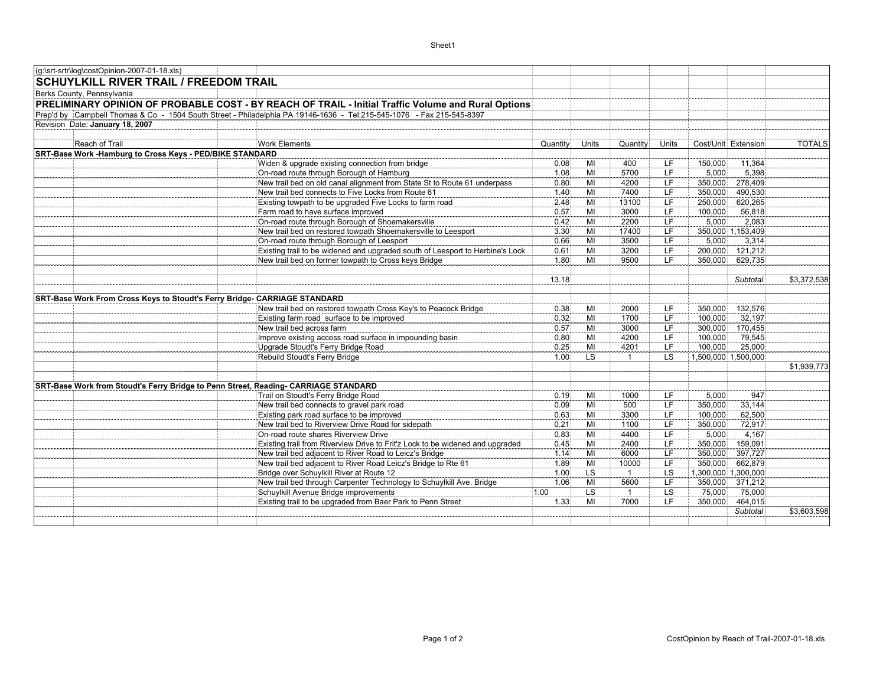(g:\srt-srtr\log\costOpinion-2007-01-18.xls)

# SCHUYLKILL RIVER TRAIL / FREEDOM TRAIL

Berks County, Pennsylvania

## PRELIMINARY OPINION OF PROBABLE COST - BY REACH OF TRAIL - Initial Traffic Volume and Rural Options

Prep'd by Campbell Thomas & Co - 1504 South Street - Philadelphia PA 19146-1636 - Tel:215-545-1076 - Fax 215-545-8397

Revision Date: **January 18, 2007**

| Reach of Trail | Work Elements | Quantity | Units | Quantity | Units | Cost/Unit | Extension | TOTALS |
|---|---|---|---|---|---|---|---|---|
| **SRT-Base Work -Hamburg to Cross Keys - PED/BIKE STANDARD** | | | | | | | | |
| | Widen & upgrade existing connection from bridge | 0.08 | MI | 400 | LF | 150,000 | 11,364 | |
| | On-road route through Borough of Hamburg | 1.08 | MI | 5700 | LF | 5,000 | 5,398 | |
| | New trail bed on old canal alignment from State St to Route 61 underpass | 0.80 | MI | 4200 | LF | 350,000 | 278,409 | |
| | New trail bed connects to Five Locks from Route 61 | 1.40 | MI | 7400 | LF | 350,000 | 490,530 | |
| | Existing towpath to be upgraded Five Locks to farm road | 2.48 | MI | 13100 | LF | 250,000 | 620,265 | |
| | Farm road to have surface improved | 0.57 | MI | 3000 | LF | 100,000 | 56,818 | |
| | On-road route through Borough of Shoemakersville | 0.42 | MI | 2200 | LF | 5,000 | 2,083 | |
| | New trail bed on restored towpath Shoemakersville to Leesport | 3.30 | MI | 17400 | LF | 350,000 | 1,153,409 | |
| | On-road route through Borough of Leesport | 0.66 | MI | 3500 | LF | 5,000 | 3,314 | |
| | Existing trail to be widened and upgraded south of Leesport to Herbine's Lock | 0.61 | MI | 3200 | LF | 200,000 | 121,212 | |
| | New trail bed on former towpath to Cross keys Bridge | 1.80 | MI | 9500 | LF | 350,000 | 629,735 | |
| | | 13.18 | | | | | *Subtotal* | $3,372,538 |
| **SRT-Base Work From Cross Keys to Stoudt's Ferry Bridge- CARRIAGE STANDARD** | | | | | | | | |
| | New trail bed on restored towpath Cross Key's to Peacock Bridge | 0.38 | MI | 2000 | LF | 350,000 | 132,576 | |
| | Existing farm road surface to be improved | 0.32 | MI | 1700 | LF | 100,000 | 32,197 | |
| | New trail bed across farm | 0.57 | MI | 3000 | LF | 300,000 | 170,455 | |
| | Improve existing access road surface in impounding basin | 0.80 | MI | 4200 | LF | 100,000 | 79,545 | |
| | Upgrade Stoudt's Ferry Bridge Road | 0.25 | MI | 4201 | LF | 100,000 | 25,000 | |
| | Rebuild Stoudt's Ferry Bridge | 1.00 | LS | 1 | LS | 1,500,000 | 1,500,000 | |
| | | | | | | | | $1,939,773 |
| **SRT-Base Work from Stoudt's Ferry Bridge to Penn Street, Reading- CARRIAGE STANDARD** | | | | | | | | |
| | Trail on Stoudt's Ferry Bridge Road | 0.19 | MI | 1000 | LF | 5,000 | 947 | |
| | New trail bed connects to gravel park road | 0.09 | MI | 500 | LF | 350,000 | 33,144 | |
| | Existing park road surface to be improved | 0.63 | MI | 3300 | LF | 100,000 | 62,500 | |
| | New trail bed to Riverview Drive Road for sidepath | 0.21 | MI | 1100 | LF | 350,000 | 72,917 | |
| | On-road route shares Riverview Drive | 0.83 | MI | 4400 | LF | 5,000 | 4,167 | |
| | Existing trail from Riverview Drive to Frit'z Lock to be widened and upgraded | 0.45 | MI | 2400 | LF | 350,000 | 159,091 | |
| | New trail bed adjacent to River Road to Leicz's Bridge | 1.14 | MI | 6000 | LF | 350,000 | 397,727 | |
| | New trail bed adjacent to River Road Leicz's Bridge to Rte 61 | 1.89 | MI | 10000 | LF | 350,000 | 662,879 | |
| | Bridge over Schuylkill River at Route 12 | 1.00 | LS | 1 | LS | 1,300,000 | 1,300,000 | |
| | New trail bed through Carpenter Technology to Schuylkill Ave. Bridge | 1.06 | MI | 5600 | LF | 350,000 | 371,212 | |
| | Schuylkill Avenue Bridge improvements | 1.00 | LS | 1 | LS | 75,000 | 75,000 | |
| | Existing trail to be upgraded from Baer Park to Penn Street | 1.33 | MI | 7000 | LF | 350,000 | 464,015 | |
| | | | | | | | *Subtotal* | $3,603,598 |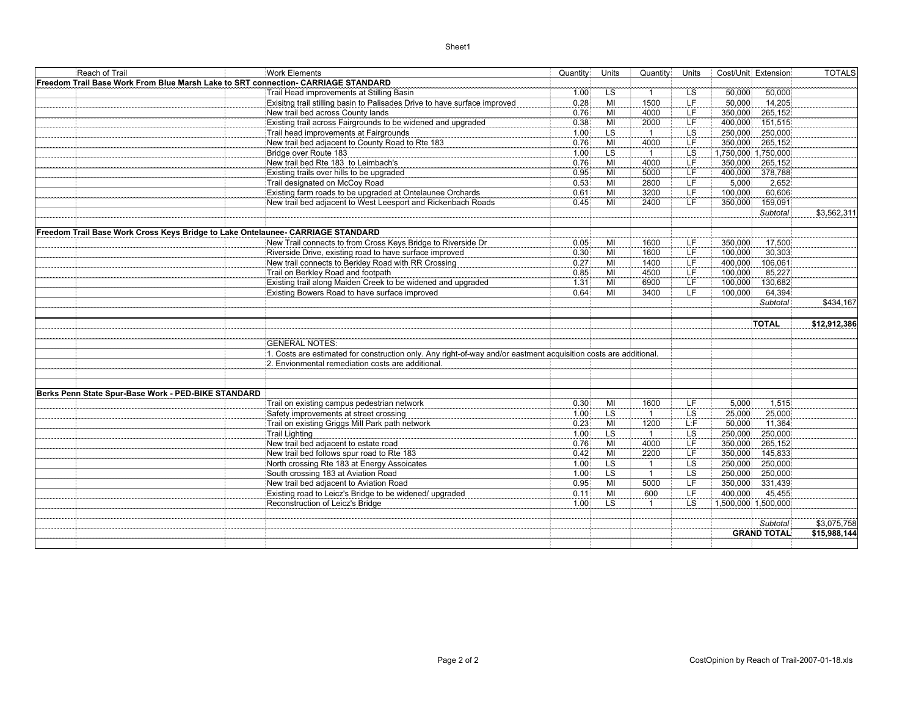| Reach of Trail | Work Elements | Quantity | Units | Quantity | Units | Cost/Unit | Extension | TOTALS |
|---|---|---|---|---|---|---|---|---|
| **Freedom Trail Base Work From Blue Marsh Lake to SRT connection- CARRIAGE STANDARD** | | | | | | | | |
| | Trail Head improvements at Stilling Basin | 1.00 | LS | 1 | LS | 50,000 | 50,000 | |
| | Exisitng trail stilling basin to Palisades Drive to have surface improved | 0.28 | MI | 1500 | LF | 50,000 | 14,205 | |
| | New trail bed across County lands | 0.76 | MI | 4000 | LF | 350,000 | 265,152 | |
| | Existing trail across Fairgrounds to be widened and upgraded | 0.38 | MI | 2000 | LF | 400,000 | 151,515 | |
| | Trail head improvements at Fairgrounds | 1.00 | LS | 1 | LS | 250,000 | 250,000 | |
| | New trail bed adjacent to County Road to Rte 183 | 0.76 | MI | 4000 | LF | 350,000 | 265,152 | |
| | Bridge over Route 183 | 1.00 | LS | 1 | LS | 1,750,000 | 1,750,000 | |
| | New trail bed Rte 183 to Leimbach's | 0.76 | MI | 4000 | LF | 350,000 | 265,152 | |
| | Existing trails over hills to be upgraded | 0.95 | MI | 5000 | LF | 400,000 | 378,788 | |
| | Trail designated on McCoy Road | 0.53 | MI | 2800 | LF | 5,000 | 2,652 | |
| | Existing farm roads to be upgraded at Ontelaunee Orchards | 0.61 | MI | 3200 | LF | 100,000 | 60,606 | |
| | New trail bed adjacent to West Leesport and Rickenbach Roads | 0.45 | MI | 2400 | LF | 350,000 | 159,091 | |
| | | | | | | | *Subtotal* | $3,562,311 |
| **Freedom Trail Base Work Cross Keys Bridge to Lake Ontelaunee- CARRIAGE STANDARD** | | | | | | | | |
| | New Trail connects to from Cross Keys Bridge to Riverside Dr | 0.05 | MI | 1600 | LF | 350,000 | 17,500 | |
| | Riverside Drive, existing road to have surface improved | 0.30 | MI | 1600 | LF | 100,000 | 30,303 | |
| | New trail connects to Berkley Road with RR Crossing | 0.27 | MI | 1400 | LF | 400,000 | 106,061 | |
| | Trail on Berkley Road and footpath | 0.85 | MI | 4500 | LF | 100,000 | 85,227 | |
| | Existing trail along Maiden Creek to be widened and upgraded | 1.31 | MI | 6900 | LF | 100,000 | 130,682 | |
| | Existing Bowers Road to have surface improved | 0.64 | MI | 3400 | LF | 100,000 | 64,394 | |
| | | | | | | | *Subtotal* | $434,167 |
| | | | | | | | **TOTAL** | **$12,912,386** |
| | GENERAL NOTES: | | | | | | | |
| | 1. Costs are estimated for construction only. Any right-of-way and/or eastment acquisition costs are additional. | | | | | | | |
| | 2. Envionmental remediation costs are additional. | | | | | | | |
| **Berks Penn State Spur-Base Work - PED-BIKE STANDARD** | | | | | | | | |
| | Trail on existing campus pedestrian network | 0.30 | MI | 1600 | LF | 5,000 | 1,515 | |
| | Safety improvements at street crossing | 1.00 | LS | 1 | LS | 25,000 | 25,000 | |
| | Trail on existing Griggs Mill Park path network | 0.23 | MI | 1200 | L:F | 50,000 | 11,364 | |
| | Trail Lighting | 1.00 | LS | 1 | LS | 250,000 | 250,000 | |
| | New trail bed adjacent to estate road | 0.76 | MI | 4000 | LF | 350,000 | 265,152 | |
| | New trail bed follows spur road to Rte 183 | 0.42 | MI | 2200 | LF | 350,000 | 145,833 | |
| | North crossing Rte 183 at Energy Assoicates | 1.00 | LS | 1 | LS | 250,000 | 250,000 | |
| | South crossing 183 at Aviation Road | 1.00 | LS | 1 | LS | 250,000 | 250,000 | |
| | New trail bed adjacent to Aviation Road | 0.95 | MI | 5000 | LF | 350,000 | 331,439 | |
| | Existing road to Leicz's Bridge to be widened/ upgraded | 0.11 | MI | 600 | LF | 400,000 | 45,455 | |
| | Reconstruction of Leicz's Bridge | 1.00 | LS | 1 | LS | 1,500,000 | 1,500,000 | |
| | | | | | | | *Subtotal* | $3,075,758 |
| | | | | | | | **GRAND TOTAL** | **$15,988,144** |